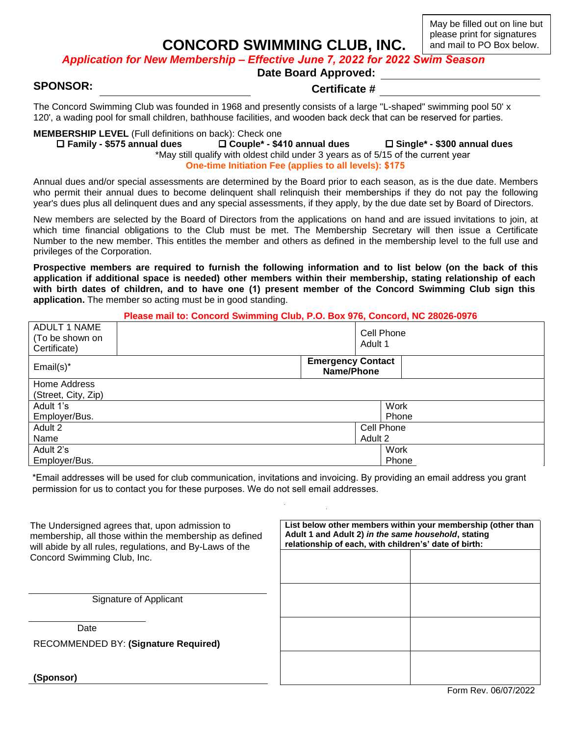May be filled out on line but please print for signatures and mail to PO Box below.

# CONCORD SWIMMING CLUB, INC.

***Application for New Membership – Effective June 7, 2022 for 2022 Swim Season***

**SPONSOR:** ______________________

**Date Board Approved:** ______________________

**Certificate #** ______________________

The Concord Swimming Club was founded in 1968 and presently consists of a large "L-shaped" swimming pool 50' x 120', a wading pool for small children, bathhouse facilities, and wooden back deck that can be reserved for parties.

**MEMBERSHIP LEVEL** (Full definitions on back): Check one

☐ **Family - $575 annual dues** ☐ **Couple* - $410 annual dues** ☐ **Single* - $300 annual dues**

*May still qualify with oldest child under 3 years as of 5/15 of the current year

**One-time Initiation Fee (applies to all levels): $175**

Annual dues and/or special assessments are determined by the Board prior to each season, as is the due date. Members who permit their annual dues to become delinquent shall relinquish their memberships if they do not pay the following year's dues plus all delinquent dues and any special assessments, if they apply, by the due date set by Board of Directors.

New members are selected by the Board of Directors from the applications on hand and are issued invitations to join, at which time financial obligations to the Club must be met. The Membership Secretary will then issue a Certificate Number to the new member. This entitles the member and others as defined in the membership level to the full use and privileges of the Corporation.

**Prospective members are required to furnish the following information and to list below (on the back of this application if additional space is needed) other members within their membership, stating relationship of each with birth dates of children, and to have one (1) present member of the Concord Swimming Club sign this application.** The member so acting must be in good standing.

**Please mail to: Concord Swimming Club, P.O. Box 976, Concord, NC 28026-0976**

| | | | |
|---|---|---|---|
| ADULT 1 NAME (To be shown on Certificate) | | Cell Phone Adult 1 | |
| Email(s)* | | **Emergency Contact Name/Phone** | |
| Home Address (Street, City, Zip) | | | |
| Adult 1's Employer/Bus. | | Work Phone | |
| Adult 2 Name | | Cell Phone Adult 2 | |
| Adult 2's Employer/Bus. | | Work Phone | |

*Email addresses will be used for club communication, invitations and invoicing. By providing an email address you grant permission for us to contact you for these purposes. We do not sell email addresses.

The Undersigned agrees that, upon admission to membership, all those within the membership as defined will abide by all rules, regulations, and By-Laws of the Concord Swimming Club, Inc.

______________________
Signature of Applicant

______________________
Date

RECOMMENDED BY: **(Signature Required)**

**(Sponsor)** ______________________

| **List below other members within your membership (other than Adult 1 and Adult 2) *in the same household*, stating relationship of each, with children's' date of birth:** | |
|---|---|
| | |
| | |
| | |
| | |

Form Rev. 06/07/2022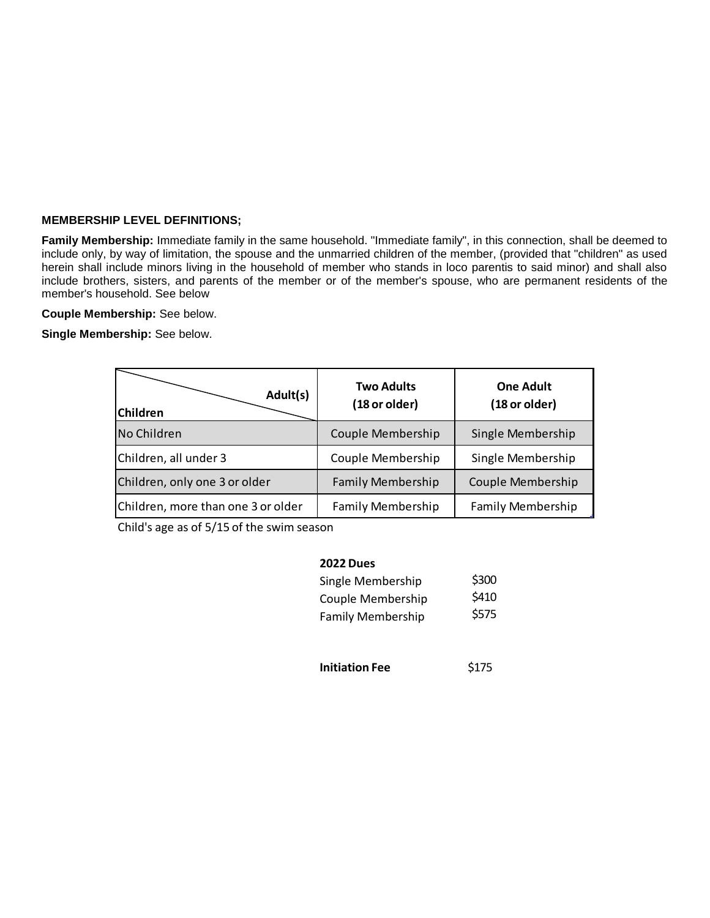**MEMBERSHIP LEVEL DEFINITIONS;**

**Family Membership:** Immediate family in the same household. "Immediate family", in this connection, shall be deemed to include only, by way of limitation, the spouse and the unmarried children of the member, (provided that "children" as used herein shall include minors living in the household of member who stands in loco parentis to said minor) and shall also include brothers, sisters, and parents of the member or of the member's spouse, who are permanent residents of the member's household. See below

**Couple Membership:** See below.

**Single Membership:** See below.

| Adult(s) / Children | Two Adults (18 or older) | One Adult (18 or older) |
|---|---|---|
| No Children | Couple Membership | Single Membership |
| Children, all under 3 | Couple Membership | Single Membership |
| Children, only one 3 or older | Family Membership | Couple Membership |
| Children, more than one 3 or older | Family Membership | Family Membership |

Child's age as of 5/15 of the swim season

| 2022 Dues | |
|---|---|
| Single Membership | $300 |
| Couple Membership | $410 |
| Family Membership | $575 |

**Initiation Fee** $175